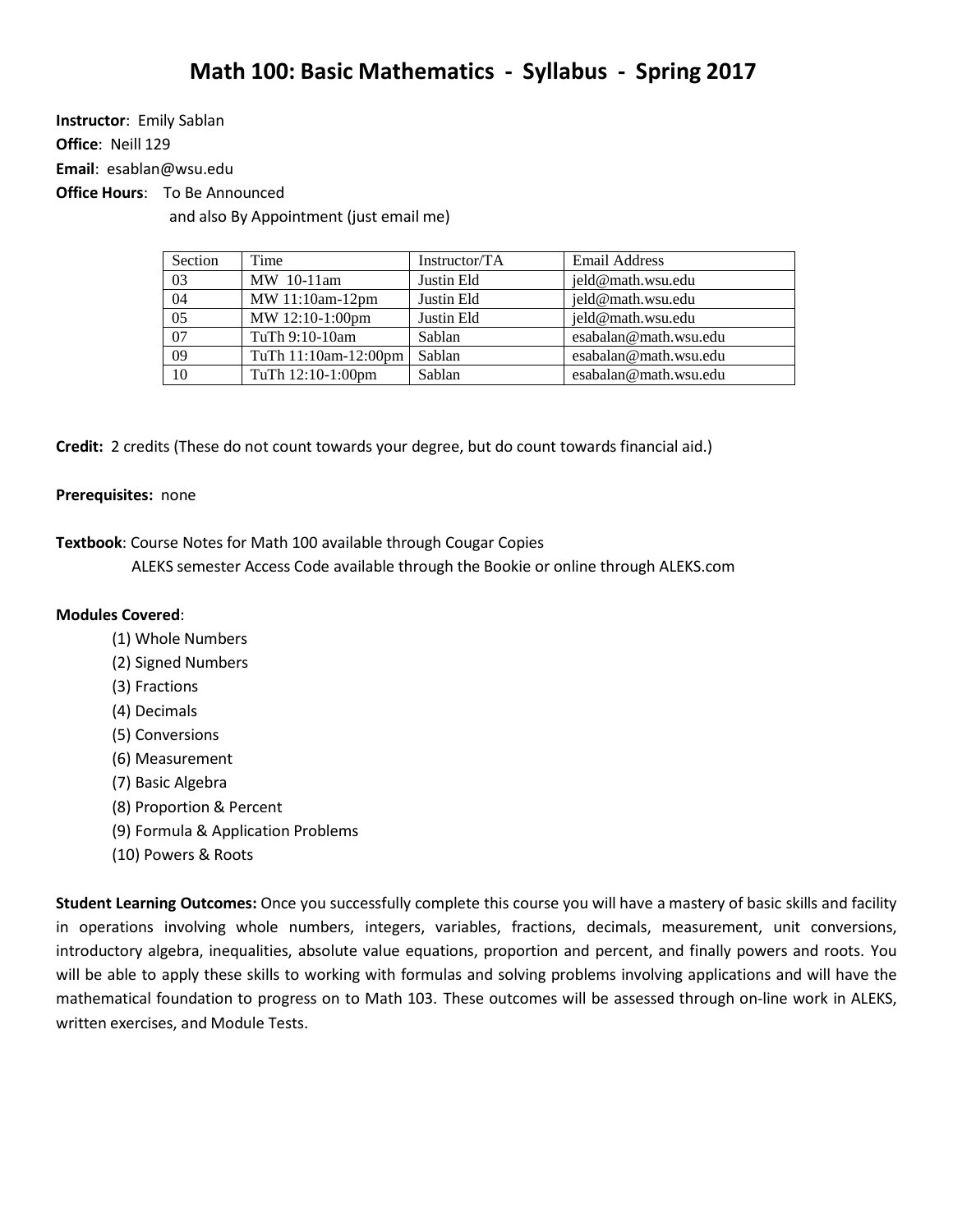# Math 100: Basic Mathematics - Syllabus - Spring 2017

**Instructor**: Emily Sablan
**Office**: Neill 129
**Email**: esablan@wsu.edu
**Office Hours**: To Be Announced
and also By Appointment (just email me)

| Section | Time | Instructor/TA | Email Address |
|---|---|---|---|
| 03 | MW 10-11am | Justin Eld | jeld@math.wsu.edu |
| 04 | MW 11:10am-12pm | Justin Eld | jeld@math.wsu.edu |
| 05 | MW 12:10-1:00pm | Justin Eld | jeld@math.wsu.edu |
| 07 | TuTh 9:10-10am | Sablan | esabalan@math.wsu.edu |
| 09 | TuTh 11:10am-12:00pm | Sablan | esabalan@math.wsu.edu |
| 10 | TuTh 12:10-1:00pm | Sablan | esabalan@math.wsu.edu |

**Credit:** 2 credits (These do not count towards your degree, but do count towards financial aid.)

**Prerequisites:** none

**Textbook**: Course Notes for Math 100 available through Cougar Copies
ALEKS semester Access Code available through the Bookie or online through ALEKS.com

**Modules Covered**:

(1) Whole Numbers
(2) Signed Numbers
(3) Fractions
(4) Decimals
(5) Conversions
(6) Measurement
(7) Basic Algebra
(8) Proportion & Percent
(9) Formula & Application Problems
(10) Powers & Roots

**Student Learning Outcomes:** Once you successfully complete this course you will have a mastery of basic skills and facility in operations involving whole numbers, integers, variables, fractions, decimals, measurement, unit conversions, introductory algebra, inequalities, absolute value equations, proportion and percent, and finally powers and roots. You will be able to apply these skills to working with formulas and solving problems involving applications and will have the mathematical foundation to progress on to Math 103. These outcomes will be assessed through on-line work in ALEKS, written exercises, and Module Tests.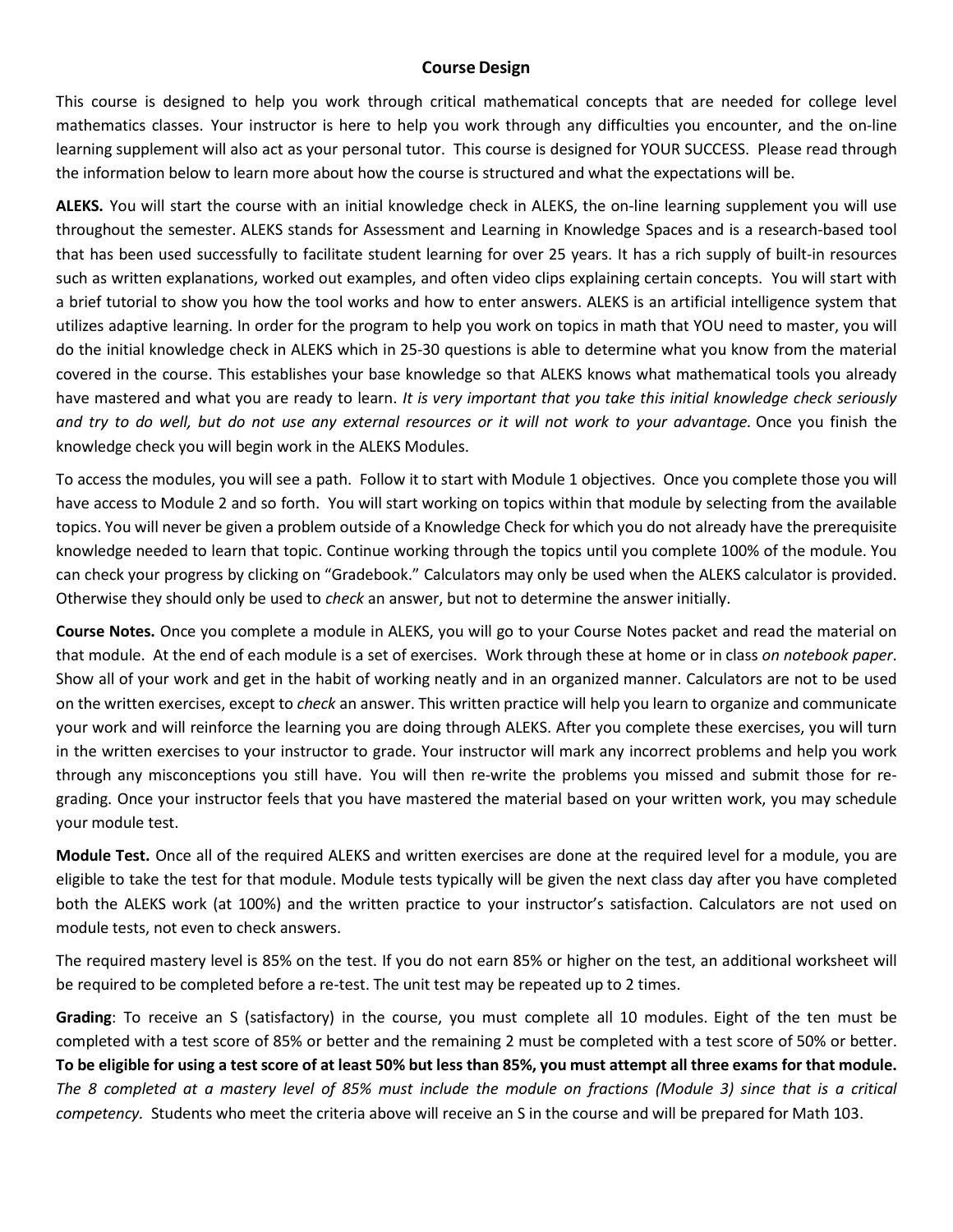## Course Design

This course is designed to help you work through critical mathematical concepts that are needed for college level mathematics classes. Your instructor is here to help you work through any difficulties you encounter, and the on-line learning supplement will also act as your personal tutor. This course is designed for YOUR SUCCESS. Please read through the information below to learn more about how the course is structured and what the expectations will be.

**ALEKS.** You will start the course with an initial knowledge check in ALEKS, the on-line learning supplement you will use throughout the semester. ALEKS stands for Assessment and Learning in Knowledge Spaces and is a research-based tool that has been used successfully to facilitate student learning for over 25 years. It has a rich supply of built-in resources such as written explanations, worked out examples, and often video clips explaining certain concepts. You will start with a brief tutorial to show you how the tool works and how to enter answers. ALEKS is an artificial intelligence system that utilizes adaptive learning. In order for the program to help you work on topics in math that YOU need to master, you will do the initial knowledge check in ALEKS which in 25-30 questions is able to determine what you know from the material covered in the course. This establishes your base knowledge so that ALEKS knows what mathematical tools you already have mastered and what you are ready to learn. *It is very important that you take this initial knowledge check seriously and try to do well, but do not use any external resources or it will not work to your advantage.* Once you finish the knowledge check you will begin work in the ALEKS Modules.

To access the modules, you will see a path. Follow it to start with Module 1 objectives. Once you complete those you will have access to Module 2 and so forth. You will start working on topics within that module by selecting from the available topics. You will never be given a problem outside of a Knowledge Check for which you do not already have the prerequisite knowledge needed to learn that topic. Continue working through the topics until you complete 100% of the module. You can check your progress by clicking on "Gradebook." Calculators may only be used when the ALEKS calculator is provided. Otherwise they should only be used to *check* an answer, but not to determine the answer initially.

**Course Notes.** Once you complete a module in ALEKS, you will go to your Course Notes packet and read the material on that module. At the end of each module is a set of exercises. Work through these at home or in class *on notebook paper*. Show all of your work and get in the habit of working neatly and in an organized manner. Calculators are not to be used on the written exercises, except to *check* an answer. This written practice will help you learn to organize and communicate your work and will reinforce the learning you are doing through ALEKS. After you complete these exercises, you will turn in the written exercises to your instructor to grade. Your instructor will mark any incorrect problems and help you work through any misconceptions you still have. You will then re-write the problems you missed and submit those for re-grading. Once your instructor feels that you have mastered the material based on your written work, you may schedule your module test.

**Module Test.** Once all of the required ALEKS and written exercises are done at the required level for a module, you are eligible to take the test for that module. Module tests typically will be given the next class day after you have completed both the ALEKS work (at 100%) and the written practice to your instructor's satisfaction. Calculators are not used on module tests, not even to check answers.

The required mastery level is 85% on the test. If you do not earn 85% or higher on the test, an additional worksheet will be required to be completed before a re-test. The unit test may be repeated up to 2 times.

**Grading**: To receive an S (satisfactory) in the course, you must complete all 10 modules. Eight of the ten must be completed with a test score of 85% or better and the remaining 2 must be completed with a test score of 50% or better. **To be eligible for using a test score of at least 50% but less than 85%, you must attempt all three exams for that module.** *The 8 completed at a mastery level of 85% must include the module on fractions (Module 3) since that is a critical competency.* Students who meet the criteria above will receive an S in the course and will be prepared for Math 103.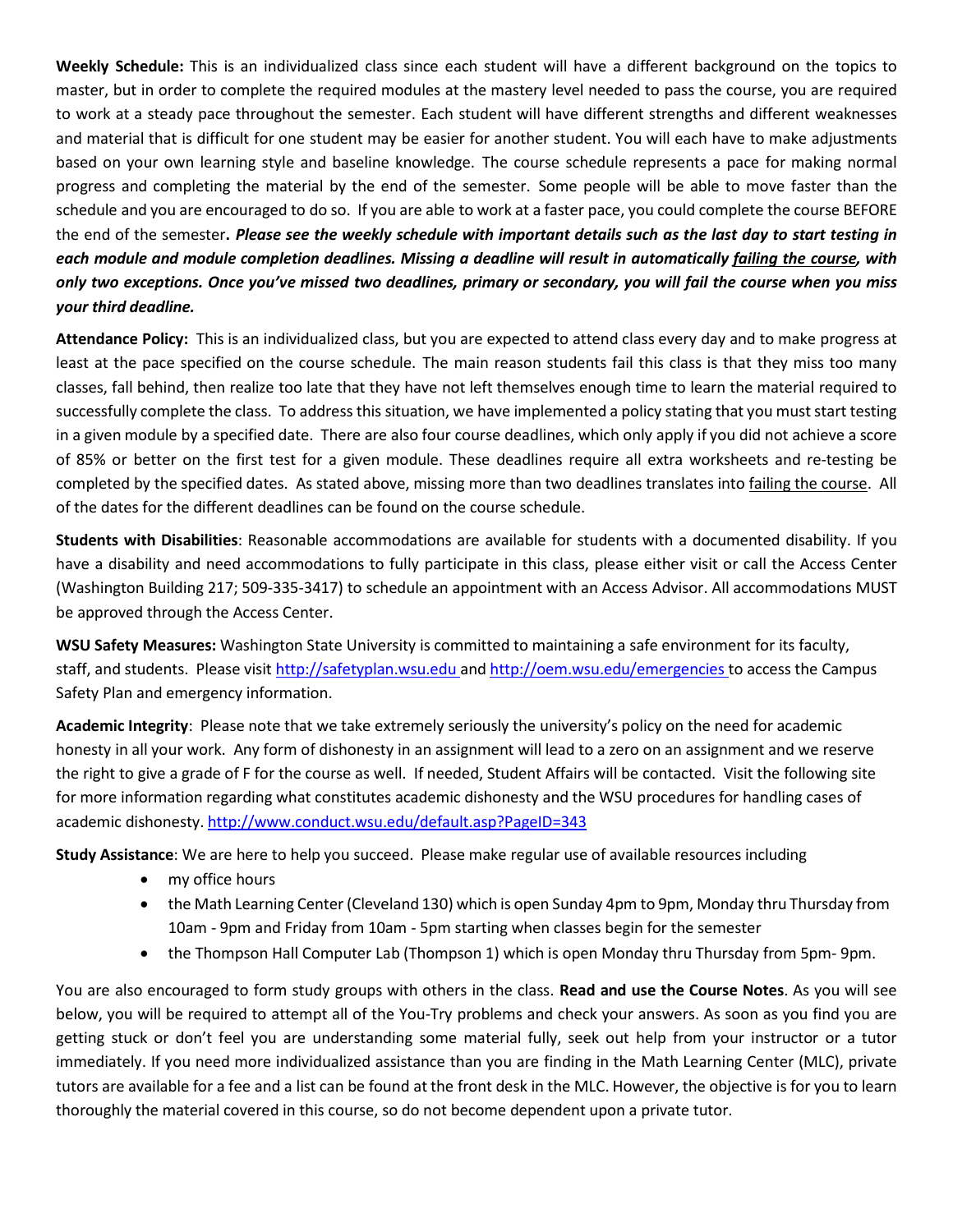**Weekly Schedule:** This is an individualized class since each student will have a different background on the topics to master, but in order to complete the required modules at the mastery level needed to pass the course, you are required to work at a steady pace throughout the semester. Each student will have different strengths and different weaknesses and material that is difficult for one student may be easier for another student. You will each have to make adjustments based on your own learning style and baseline knowledge. The course schedule represents a pace for making normal progress and completing the material by the end of the semester. Some people will be able to move faster than the schedule and you are encouraged to do so. If you are able to work at a faster pace, you could complete the course BEFORE the end of the semester**.** ***Please see the weekly schedule with important details such as the last day to start testing in each module and module completion deadlines. Missing a deadline will result in automatically <u>failing the course</u>, with only two exceptions. Once you've missed two deadlines, primary or secondary, you will fail the course when you miss your third deadline.***

**Attendance Policy:** This is an individualized class, but you are expected to attend class every day and to make progress at least at the pace specified on the course schedule. The main reason students fail this class is that they miss too many classes, fall behind, then realize too late that they have not left themselves enough time to learn the material required to successfully complete the class. To address this situation, we have implemented a policy stating that you must start testing in a given module by a specified date. There are also four course deadlines, which only apply if you did not achieve a score of 85% or better on the first test for a given module. These deadlines require all extra worksheets and re-testing be completed by the specified dates. As stated above, missing more than two deadlines translates into <u>failing the course</u>. All of the dates for the different deadlines can be found on the course schedule.

**Students with Disabilities**: Reasonable accommodations are available for students with a documented disability. If you have a disability and need accommodations to fully participate in this class, please either visit or call the Access Center (Washington Building 217; 509-335-3417) to schedule an appointment with an Access Advisor. All accommodations MUST be approved through the Access Center.

**WSU Safety Measures:** Washington State University is committed to maintaining a safe environment for its faculty, staff, and students. Please visit [http://safetyplan.wsu.edu](http://safetyplan.wsu.edu) and [http://oem.wsu.edu/emergencies](http://oem.wsu.edu/emergencies) to access the Campus Safety Plan and emergency information.

**Academic Integrity**: Please note that we take extremely seriously the university's policy on the need for academic honesty in all your work. Any form of dishonesty in an assignment will lead to a zero on an assignment and we reserve the right to give a grade of F for the course as well. If needed, Student Affairs will be contacted. Visit the following site for more information regarding what constitutes academic dishonesty and the WSU procedures for handling cases of academic dishonesty. [http://www.conduct.wsu.edu/default.asp?PageID=343](http://www.conduct.wsu.edu/default.asp?PageID=343)

**Study Assistance**: We are here to help you succeed. Please make regular use of available resources including

- my office hours
- the Math Learning Center (Cleveland 130) which is open Sunday 4pm to 9pm, Monday thru Thursday from 10am - 9pm and Friday from 10am - 5pm starting when classes begin for the semester
- the Thompson Hall Computer Lab (Thompson 1) which is open Monday thru Thursday from 5pm- 9pm.

You are also encouraged to form study groups with others in the class. **Read and use the Course Notes**. As you will see below, you will be required to attempt all of the You-Try problems and check your answers. As soon as you find you are getting stuck or don't feel you are understanding some material fully, seek out help from your instructor or a tutor immediately. If you need more individualized assistance than you are finding in the Math Learning Center (MLC), private tutors are available for a fee and a list can be found at the front desk in the MLC. However, the objective is for you to learn thoroughly the material covered in this course, so do not become dependent upon a private tutor.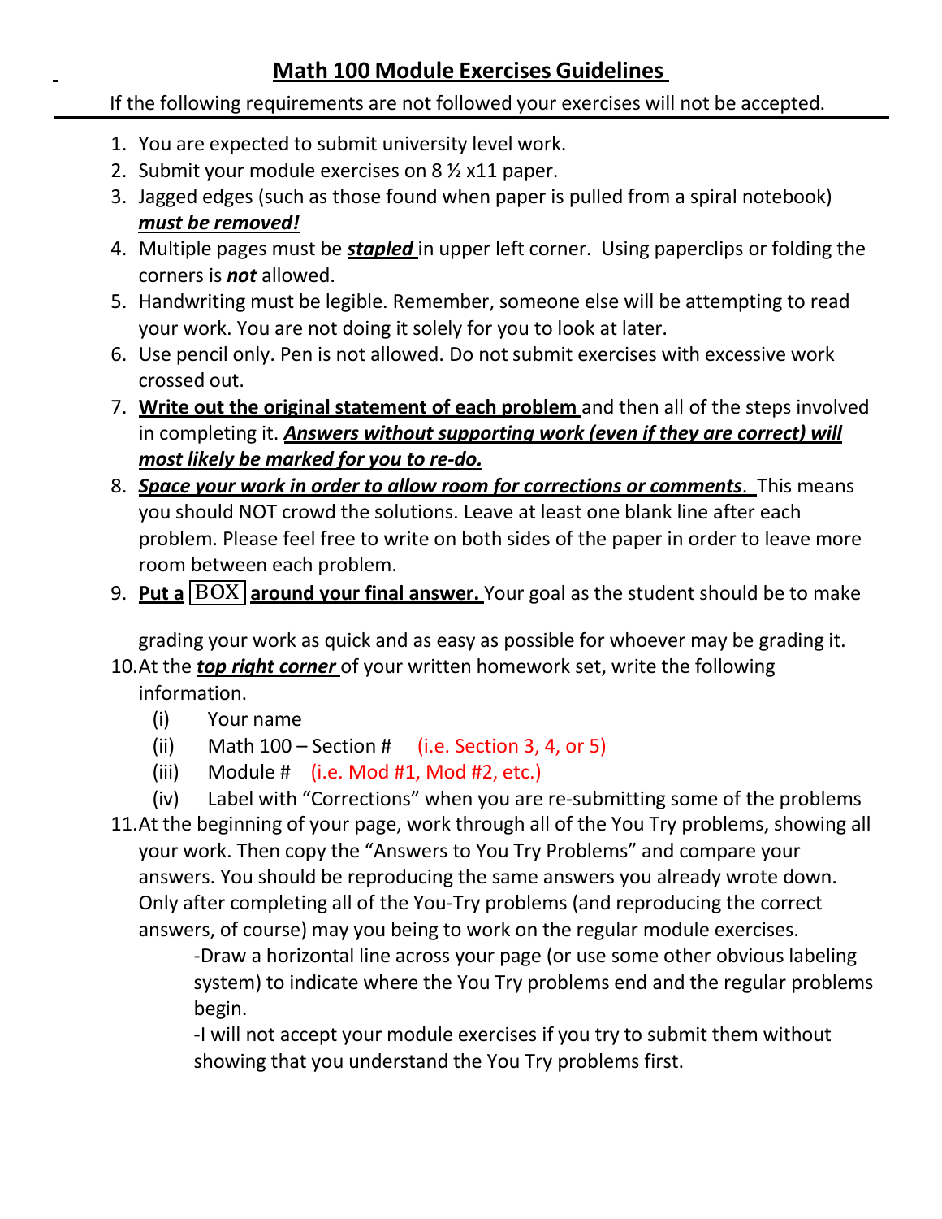# Math 100 Module Exercises Guidelines

If the following requirements are not followed your exercises will not be accepted.

1. You are expected to submit university level work.
2. Submit your module exercises on 8 ½ x11 paper.
3. Jagged edges (such as those found when paper is pulled from a spiral notebook) ***must be removed!***
4. Multiple pages must be ***stapled*** in upper left corner. Using paperclips or folding the corners is ***not*** allowed.
5. Handwriting must be legible. Remember, someone else will be attempting to read your work. You are not doing it solely for you to look at later.
6. Use pencil only. Pen is not allowed. Do not submit exercises with excessive work crossed out.
7. **Write out the original statement of each problem** and then all of the steps involved in completing it. ***Answers without supporting work (even if they are correct) will most likely be marked for you to re-do.***
8. ***Space your work in order to allow room for corrections or comments***. This means you should NOT crowd the solutions. Leave at least one blank line after each problem. Please feel free to write on both sides of the paper in order to leave more room between each problem.
9. **Put a $\boxed{\text{BOX}}$ around your final answer.** Your goal as the student should be to make grading your work as quick and as easy as possible for whoever may be grading it.
10. At the ***top right corner*** of your written homework set, write the following information.
    - (i) Your name
    - (ii) Math 100 – Section # (i.e. Section 3, 4, or 5)
    - (iii) Module # (i.e. Mod #1, Mod #2, etc.)
    - (iv) Label with "Corrections" when you are re-submitting some of the problems
11. At the beginning of your page, work through all of the You Try problems, showing all your work. Then copy the "Answers to You Try Problems" and compare your answers. You should be reproducing the same answers you already wrote down. Only after completing all of the You-Try problems (and reproducing the correct answers, of course) may you being to work on the regular module exercises.

    -Draw a horizontal line across your page (or use some other obvious labeling system) to indicate where the You Try problems end and the regular problems begin.

    -I will not accept your module exercises if you try to submit them without showing that you understand the You Try problems first.